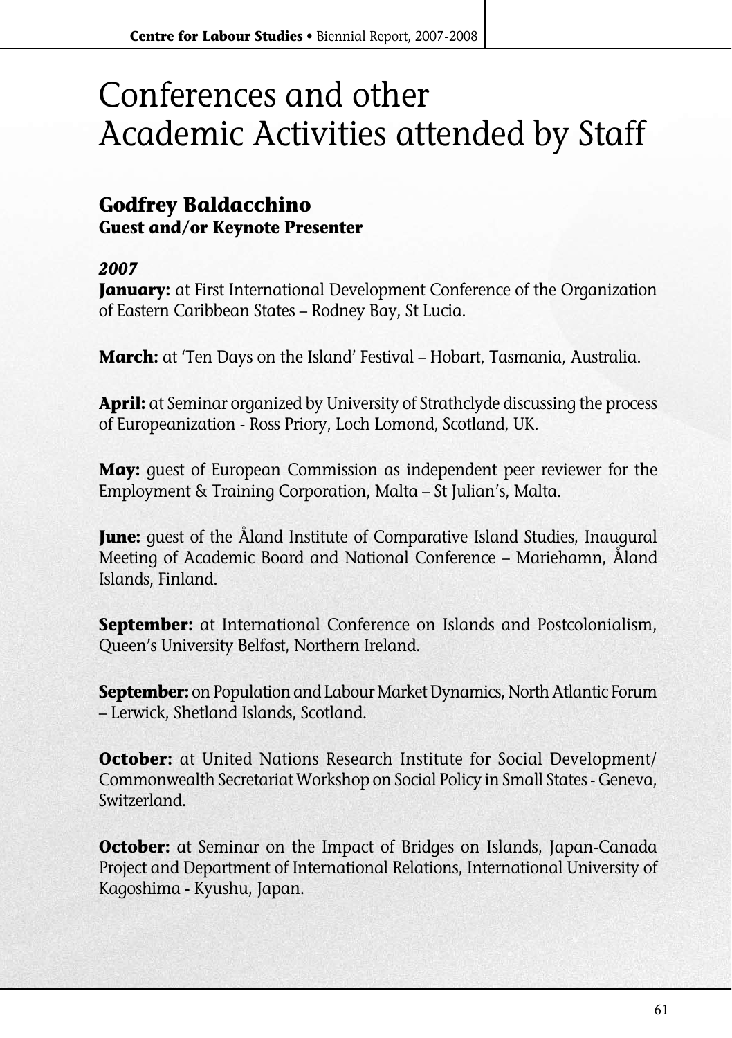# Conferences and other Academic Activities attended by Staff

## Godfrey Baldacchino

### Guest and/or Keynote Presenter

***2007***

**January:** at First International Development Conference of the Organization of Eastern Caribbean States – Rodney Bay, St Lucia.

**March:** at 'Ten Days on the Island' Festival – Hobart, Tasmania, Australia.

**April:** at Seminar organized by University of Strathclyde discussing the process of Europeanization - Ross Priory, Loch Lomond, Scotland, UK.

**May:** guest of European Commission as independent peer reviewer for the Employment & Training Corporation, Malta – St Julian's, Malta.

**June:** guest of the Åland Institute of Comparative Island Studies, Inaugural Meeting of Academic Board and National Conference – Mariehamn, Åland Islands, Finland.

**September:** at International Conference on Islands and Postcolonialism, Queen's University Belfast, Northern Ireland.

**September:** on Population and Labour Market Dynamics, North Atlantic Forum – Lerwick, Shetland Islands, Scotland.

**October:** at United Nations Research Institute for Social Development/ Commonwealth Secretariat Workshop on Social Policy in Small States - Geneva, Switzerland.

**October:** at Seminar on the Impact of Bridges on Islands, Japan-Canada Project and Department of International Relations, International University of Kagoshima - Kyushu, Japan.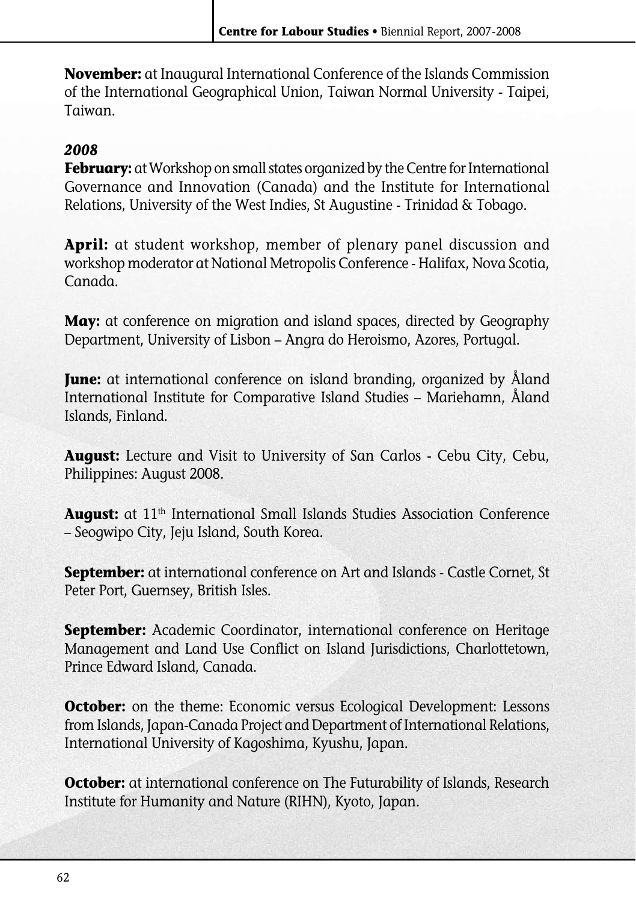**November:** at Inaugural International Conference of the Islands Commission of the International Geographical Union, Taiwan Normal University - Taipei, Taiwan.

***2008***

**February:** at Workshop on small states organized by the Centre for International Governance and Innovation (Canada) and the Institute for International Relations, University of the West Indies, St Augustine - Trinidad & Tobago.

**April:** at student workshop, member of plenary panel discussion and workshop moderator at National Metropolis Conference - Halifax, Nova Scotia, Canada.

**May:** at conference on migration and island spaces, directed by Geography Department, University of Lisbon – Angra do Heroismo, Azores, Portugal.

**June:** at international conference on island branding, organized by Åland International Institute for Comparative Island Studies – Mariehamn, Åland Islands, Finland.

**August:** Lecture and Visit to University of San Carlos - Cebu City, Cebu, Philippines: August 2008.

**August:** at 11th International Small Islands Studies Association Conference – Seogwipo City, Jeju Island, South Korea.

**September:** at international conference on Art and Islands - Castle Cornet, St Peter Port, Guernsey, British Isles.

**September:** Academic Coordinator, international conference on Heritage Management and Land Use Conflict on Island Jurisdictions, Charlottetown, Prince Edward Island, Canada.

**October:** on the theme: Economic versus Ecological Development: Lessons from Islands, Japan-Canada Project and Department of International Relations, International University of Kagoshima, Kyushu, Japan.

**October:** at international conference on The Futurability of Islands, Research Institute for Humanity and Nature (RIHN), Kyoto, Japan.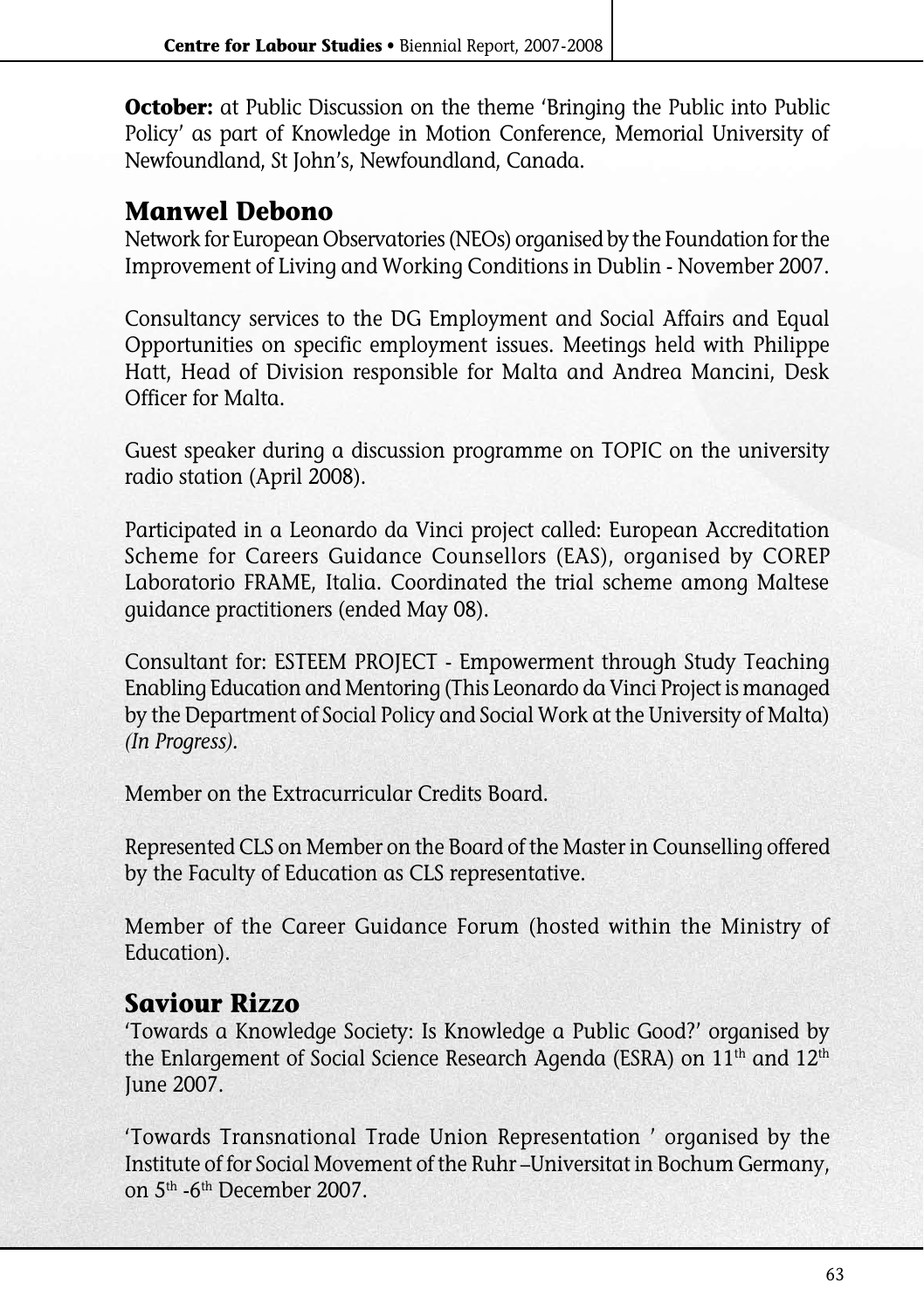**October:** at Public Discussion on the theme 'Bringing the Public into Public Policy' as part of Knowledge in Motion Conference, Memorial University of Newfoundland, St John's, Newfoundland, Canada.

## Manwel Debono

Network for European Observatories (NEOs) organised by the Foundation for the Improvement of Living and Working Conditions in Dublin - November 2007.

Consultancy services to the DG Employment and Social Affairs and Equal Opportunities on specific employment issues. Meetings held with Philippe Hatt, Head of Division responsible for Malta and Andrea Mancini, Desk Officer for Malta.

Guest speaker during a discussion programme on TOPIC on the university radio station (April 2008).

Participated in a Leonardo da Vinci project called: European Accreditation Scheme for Careers Guidance Counsellors (EAS), organised by COREP Laboratorio FRAME, Italia. Coordinated the trial scheme among Maltese guidance practitioners (ended May 08).

Consultant for: ESTEEM PROJECT - Empowerment through Study Teaching Enabling Education and Mentoring (This Leonardo da Vinci Project is managed by the Department of Social Policy and Social Work at the University of Malta) *(In Progress)*.

Member on the Extracurricular Credits Board.

Represented CLS on Member on the Board of the Master in Counselling offered by the Faculty of Education as CLS representative.

Member of the Career Guidance Forum (hosted within the Ministry of Education).

## Saviour Rizzo

'Towards a Knowledge Society: Is Knowledge a Public Good?' organised by the Enlargement of Social Science Research Agenda (ESRA) on 11th and 12th June 2007.

'Towards Transnational Trade Union Representation ' organised by the Institute of for Social Movement of the Ruhr –Universitat in Bochum Germany, on 5th -6th December 2007.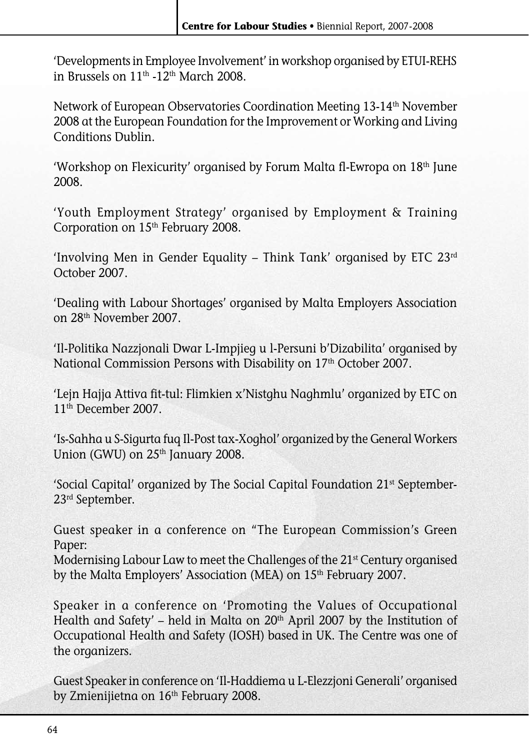'Developments in Employee Involvement' in workshop organised by ETUI-REHS in Brussels on 11th -12th March 2008.

Network of European Observatories Coordination Meeting 13-14th November 2008 at the European Foundation for the Improvement or Working and Living Conditions Dublin.

'Workshop on Flexicurity' organised by Forum Malta fl-Ewropa on 18th June 2008.

'Youth Employment Strategy' organised by Employment & Training Corporation on 15th February 2008.

'Involving Men in Gender Equality – Think Tank' organised by ETC 23rd October 2007.

'Dealing with Labour Shortages' organised by Malta Employers Association on 28th November 2007.

'Il-Politika Nazzjonali Dwar L-Impjieg u l-Persuni b'Dizabilita' organised by National Commission Persons with Disability on 17th October 2007.

'Lejn Hajja Attiva fit-tul: Flimkien x'Nistghu Naghmlu' organized by ETC on 11th December 2007.

'Is-Sahha u S-Sigurta fuq Il-Post tax-Xoghol' organized by the General Workers Union (GWU) on 25th January 2008.

'Social Capital' organized by The Social Capital Foundation 21st September-23rd September.

Guest speaker in a conference on "The European Commission's Green Paper:
Modernising Labour Law to meet the Challenges of the 21st Century organised by the Malta Employers' Association (MEA) on 15th February 2007.

Speaker in a conference on 'Promoting the Values of Occupational Health and Safety' – held in Malta on 20th April 2007 by the Institution of Occupational Health and Safety (IOSH) based in UK. The Centre was one of the organizers.

Guest Speaker in conference on 'Il-Haddiema u L-Elezzjoni Generali' organised by Zmienijietna on 16th February 2008.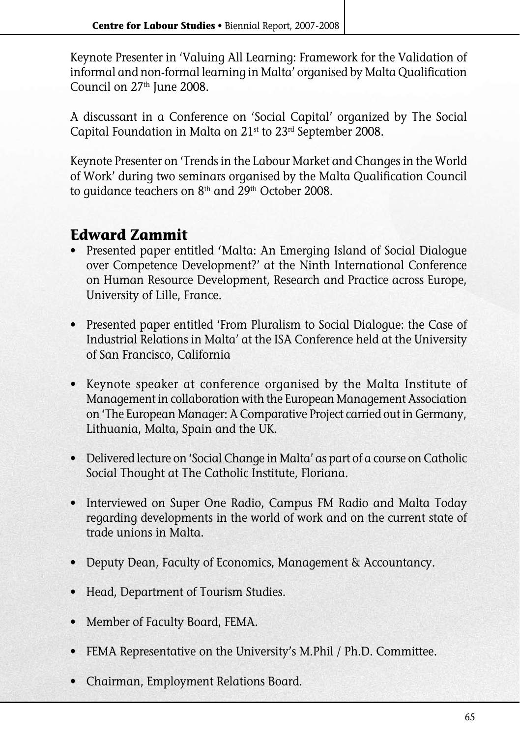Keynote Presenter in 'Valuing All Learning: Framework for the Validation of informal and non-formal learning in Malta' organised by Malta Qualification Council on 27th June 2008.

A discussant in a Conference on 'Social Capital' organized by The Social Capital Foundation in Malta on 21st to 23rd September 2008.

Keynote Presenter on 'Trends in the Labour Market and Changes in the World of Work' during two seminars organised by the Malta Qualification Council to guidance teachers on 8th and 29th October 2008.

## Edward Zammit

- Presented paper entitled 'Malta: An Emerging Island of Social Dialogue over Competence Development?' at the Ninth International Conference on Human Resource Development, Research and Practice across Europe, University of Lille, France.

- Presented paper entitled 'From Pluralism to Social Dialogue: the Case of Industrial Relations in Malta' at the ISA Conference held at the University of San Francisco, California

- Keynote speaker at conference organised by the Malta Institute of Management in collaboration with the European Management Association on 'The European Manager: A Comparative Project carried out in Germany, Lithuania, Malta, Spain and the UK.

- Delivered lecture on 'Social Change in Malta' as part of a course on Catholic Social Thought at The Catholic Institute, Floriana.

- Interviewed on Super One Radio, Campus FM Radio and Malta Today regarding developments in the world of work and on the current state of trade unions in Malta.

- Deputy Dean, Faculty of Economics, Management & Accountancy.

- Head, Department of Tourism Studies.

- Member of Faculty Board, FEMA.

- FEMA Representative on the University's M.Phil / Ph.D. Committee.

- Chairman, Employment Relations Board.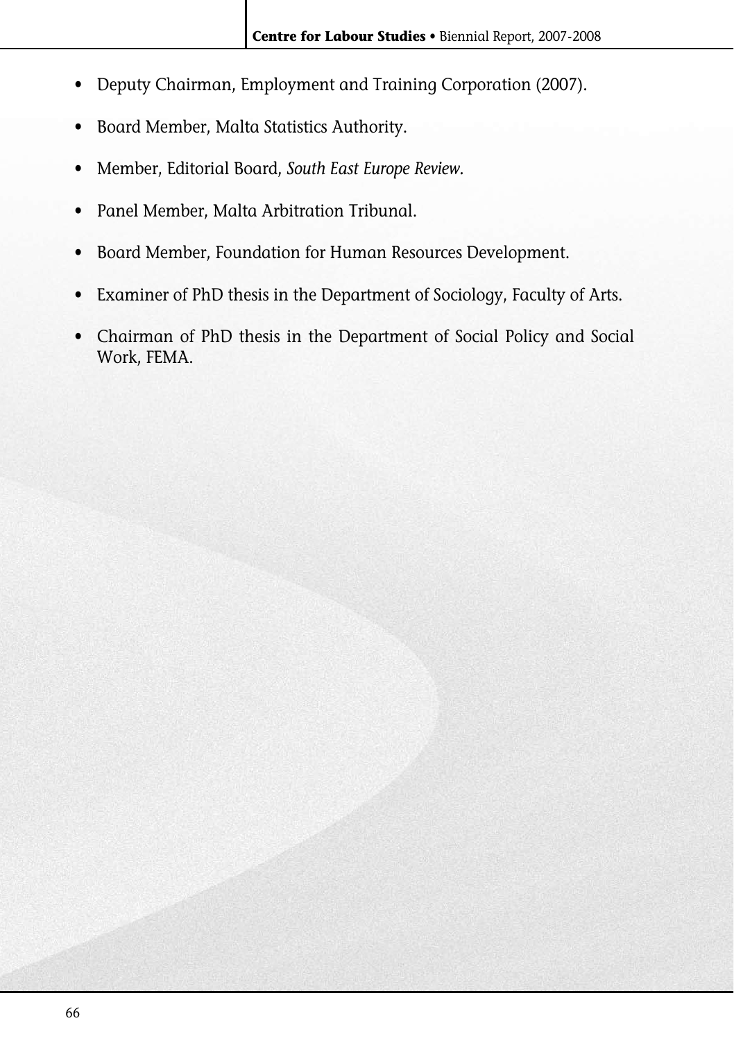- Deputy Chairman, Employment and Training Corporation (2007).
- Board Member, Malta Statistics Authority.
- Member, Editorial Board, *South East Europe Review*.
- Panel Member, Malta Arbitration Tribunal.
- Board Member, Foundation for Human Resources Development.
- Examiner of PhD thesis in the Department of Sociology, Faculty of Arts.
- Chairman of PhD thesis in the Department of Social Policy and Social Work, FEMA.